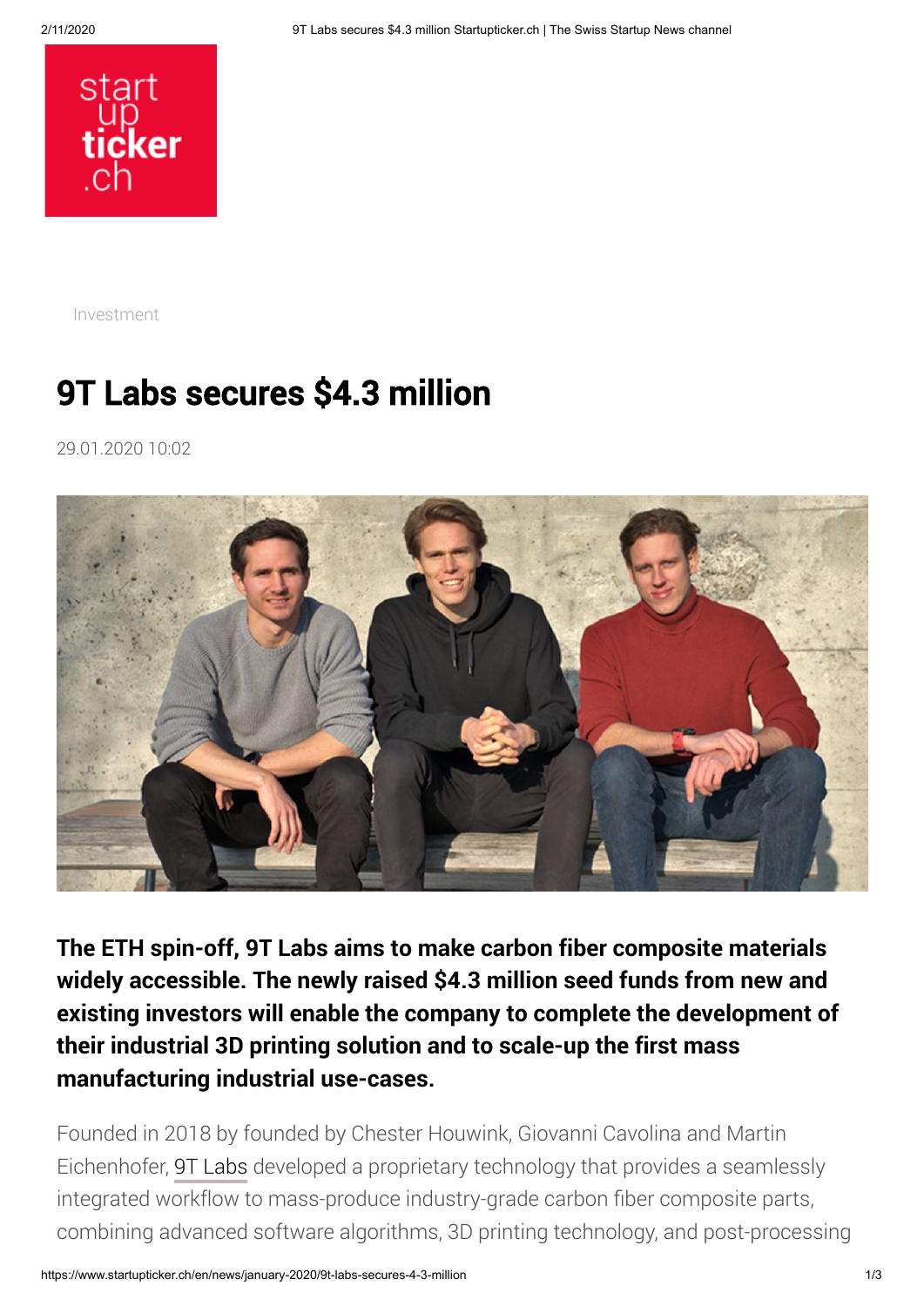Investment

# 9T Labs secures $4.3 million

29.01.2020 10:02

**The ETH spin-off, 9T Labs aims to make carbon fiber composite materials widely accessible. The newly raised $4.3 million seed funds from new and existing investors will enable the company to complete the development of their industrial 3D printing solution and to scale-up the first mass manufacturing industrial use-cases.**

Founded in 2018 by founded by Chester Houwink, Giovanni Cavolina and Martin Eichenhofer, 9T Labs developed a proprietary technology that provides a seamlessly integrated workflow to mass-produce industry-grade carbon fiber composite parts, combining advanced software algorithms, 3D printing technology, and post-processing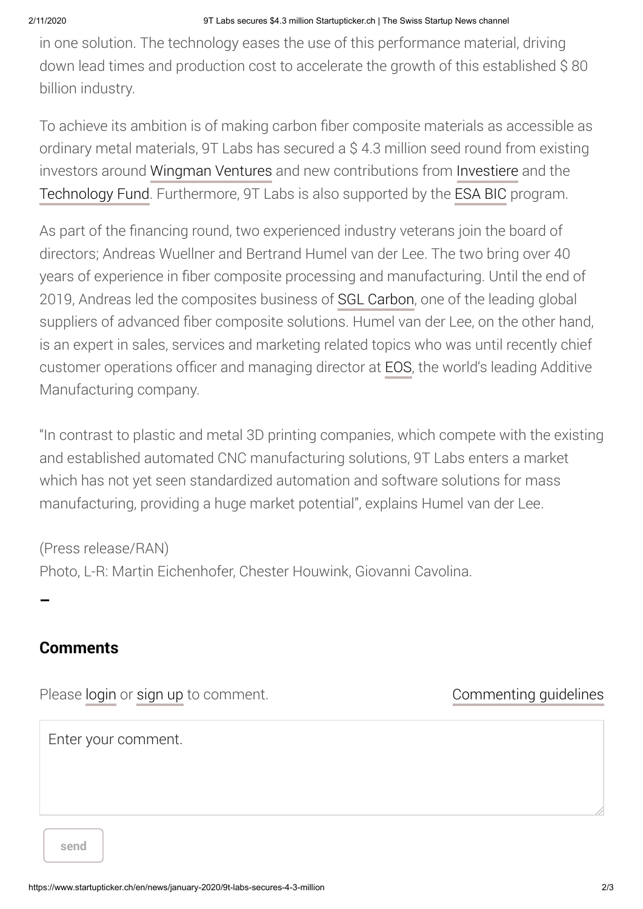in one solution. The technology eases the use of this performance material, driving down lead times and production cost to accelerate the growth of this established $ 80 billion industry.

To achieve its ambition is of making carbon fiber composite materials as accessible as ordinary metal materials, 9T Labs has secured a $ 4.3 million seed round from existing investors around Wingman Ventures and new contributions from Investiere and the Technology Fund. Furthermore, 9T Labs is also supported by the ESA BIC program.

As part of the financing round, two experienced industry veterans join the board of directors; Andreas Wuellner and Bertrand Humel van der Lee. The two bring over 40 years of experience in fiber composite processing and manufacturing. Until the end of 2019, Andreas led the composites business of SGL Carbon, one of the leading global suppliers of advanced fiber composite solutions. Humel van der Lee, on the other hand, is an expert in sales, services and marketing related topics who was until recently chief customer operations officer and managing director at EOS, the world's leading Additive Manufacturing company.

"In contrast to plastic and metal 3D printing companies, which compete with the existing and established automated CNC manufacturing solutions, 9T Labs enters a market which has not yet seen standardized automation and software solutions for mass manufacturing, providing a huge market potential", explains Humel van der Lee.

(Press release/RAN)
Photo, L-R: Martin Eichenhofer, Chester Houwink, Giovanni Cavolina.

–

## Comments

Please login or sign up to comment. Commenting guidelines

Enter your comment.

send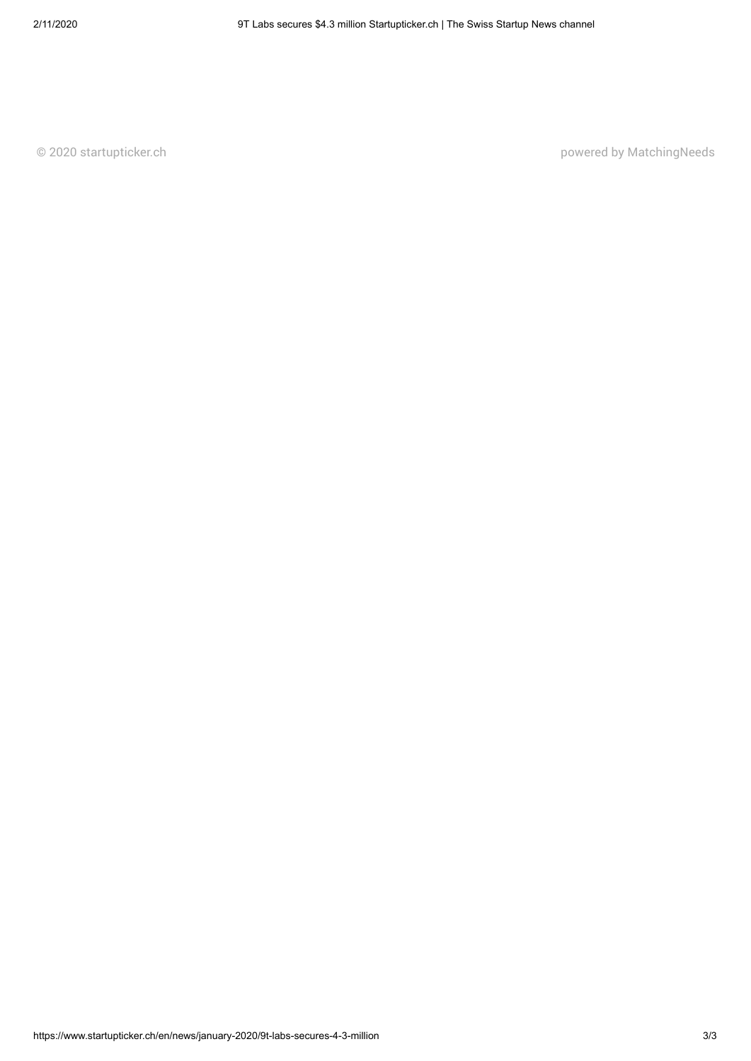© 2020 startupticker.ch

powered by MatchingNeeds